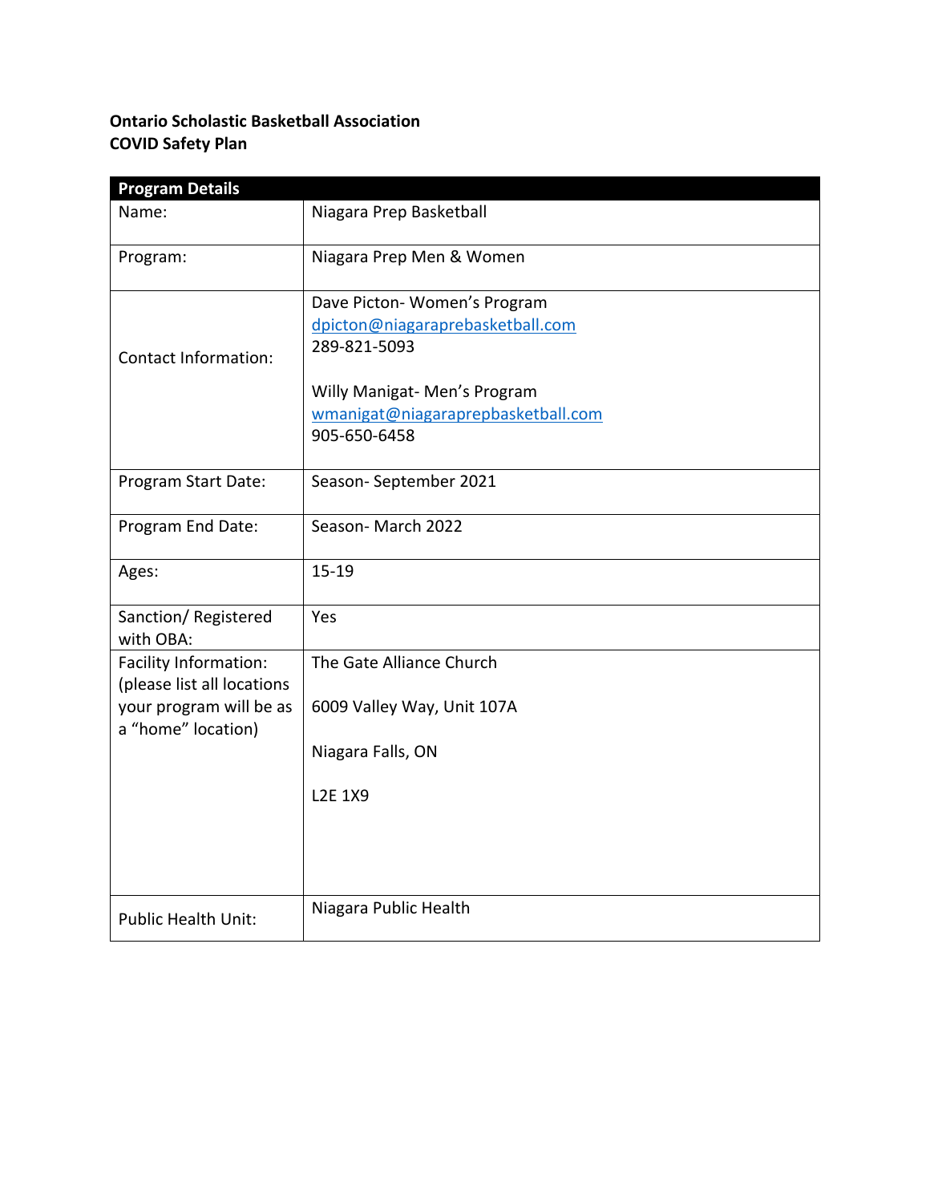**Ontario Scholastic Basketball Association**
**COVID Safety Plan**

| **Program Details** | |
|---|---|
| Name: | Niagara Prep Basketball |
| Program: | Niagara Prep Men & Women |
| Contact Information: | Dave Picton- Women's Program<br>dpicton@niagaraprebasketball.com<br>289-821-5093<br><br>Willy Manigat- Men's Program<br>wmanigat@niagaraprepbasketball.com<br>905-650-6458 |
| Program Start Date: | Season- September 2021 |
| Program End Date: | Season- March 2022 |
| Ages: | 15-19 |
| Sanction/ Registered with OBA: | Yes |
| Facility Information: (please list all locations your program will be as a "home" location) | The Gate Alliance Church<br><br>6009 Valley Way, Unit 107A<br><br>Niagara Falls, ON<br><br>L2E 1X9 |
| Public Health Unit: | Niagara Public Health |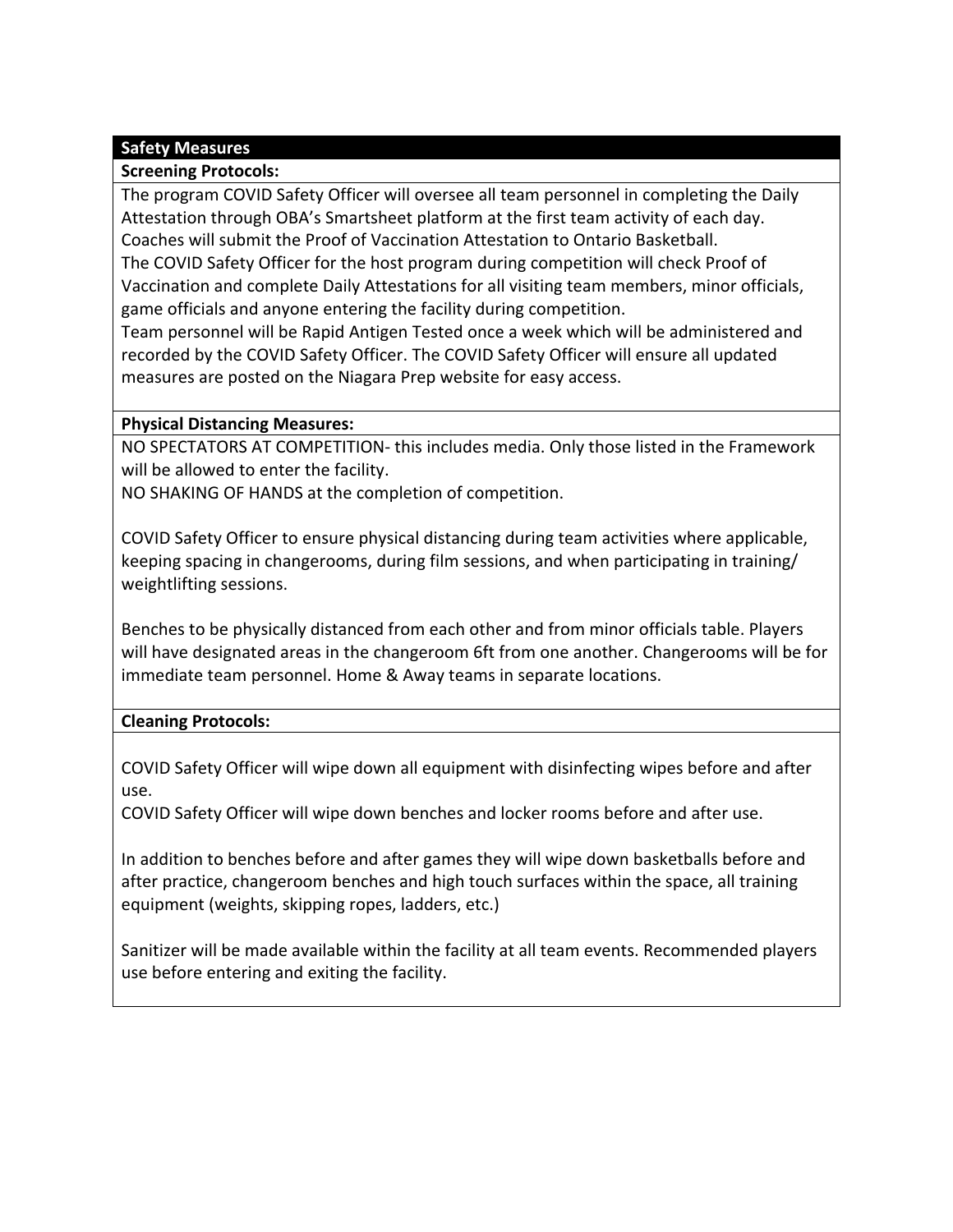## Safety Measures

### Screening Protocols:

The program COVID Safety Officer will oversee all team personnel in completing the Daily Attestation through OBA's Smartsheet platform at the first team activity of each day.
Coaches will submit the Proof of Vaccination Attestation to Ontario Basketball.
The COVID Safety Officer for the host program during competition will check Proof of Vaccination and complete Daily Attestations for all visiting team members, minor officials, game officials and anyone entering the facility during competition.
Team personnel will be Rapid Antigen Tested once a week which will be administered and recorded by the COVID Safety Officer. The COVID Safety Officer will ensure all updated measures are posted on the Niagara Prep website for easy access.

### Physical Distancing Measures:

NO SPECTATORS AT COMPETITION- this includes media. Only those listed in the Framework will be allowed to enter the facility.
NO SHAKING OF HANDS at the completion of competition.

COVID Safety Officer to ensure physical distancing during team activities where applicable, keeping spacing in changerooms, during film sessions, and when participating in training/ weightlifting sessions.

Benches to be physically distanced from each other and from minor officials table. Players will have designated areas in the changeroom 6ft from one another. Changerooms will be for immediate team personnel. Home & Away teams in separate locations.

### Cleaning Protocols:

COVID Safety Officer will wipe down all equipment with disinfecting wipes before and after use.
COVID Safety Officer will wipe down benches and locker rooms before and after use.

In addition to benches before and after games they will wipe down basketballs before and after practice, changeroom benches and high touch surfaces within the space, all training equipment (weights, skipping ropes, ladders, etc.)

Sanitizer will be made available within the facility at all team events. Recommended players use before entering and exiting the facility.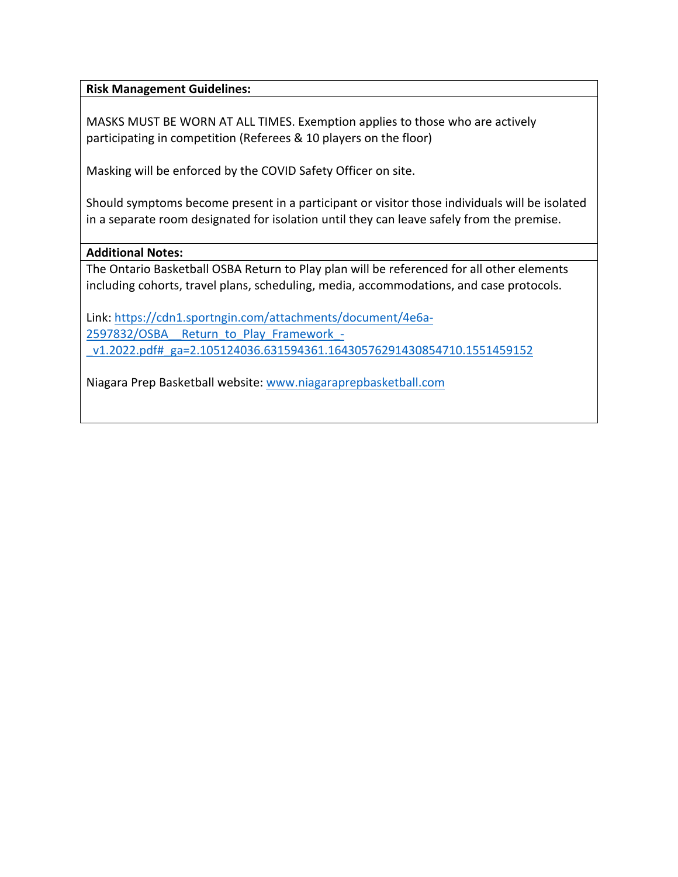**Risk Management Guidelines:**

MASKS MUST BE WORN AT ALL TIMES. Exemption applies to those who are actively participating in competition (Referees & 10 players on the floor)

Masking will be enforced by the COVID Safety Officer on site.

Should symptoms become present in a participant or visitor those individuals will be isolated in a separate room designated for isolation until they can leave safely from the premise.

**Additional Notes:**

The Ontario Basketball OSBA Return to Play plan will be referenced for all other elements including cohorts, travel plans, scheduling, media, accommodations, and case protocols.

Link: https://cdn1.sportngin.com/attachments/document/4e6a-2597832/OSBA__Return_to_Play_Framework_-_v1.2022.pdf#_ga=2.105124036.631594361.1643057629l430854710.1551459152

Niagara Prep Basketball website: www.niagaraprepbasketball.com